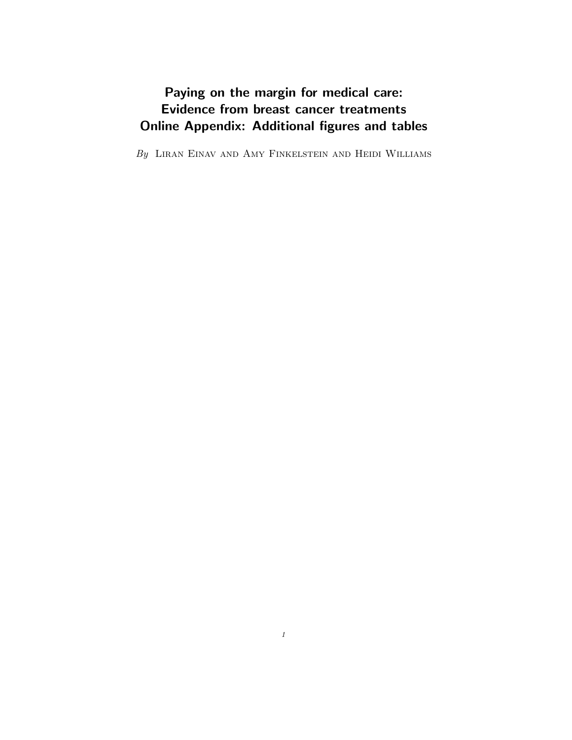# Paying on the margin for medical care: Evidence from breast cancer treatments Online Appendix: Additional figures and tables

*By* Liran Einav and Amy Finkelstein and Heidi Williams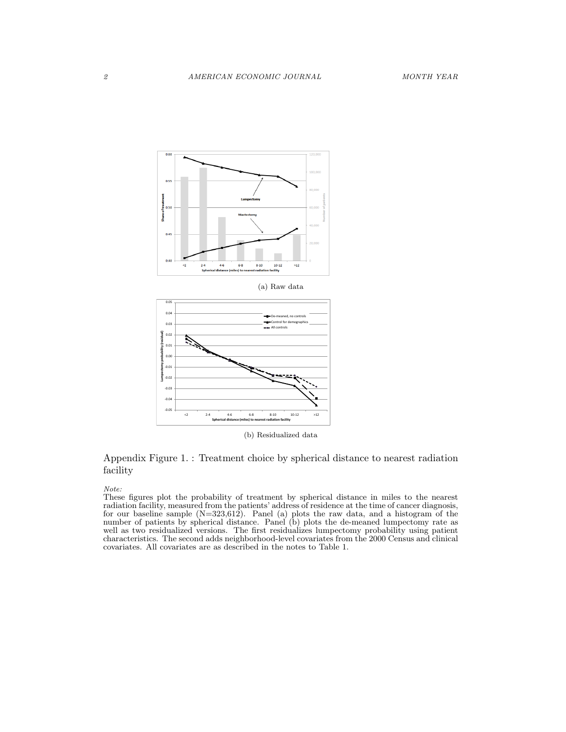(a) Raw data

(b) Residualized data

Appendix Figure 1. : Treatment choice by spherical distance to nearest radiation facility

*Note:*
These figures plot the probability of treatment by spherical distance in miles to the nearest radiation facility, measured from the patients' address of residence at the time of cancer diagnosis, for our baseline sample (N=323,612). Panel (a) plots the raw data, and a histogram of the number of patients by spherical distance. Panel (b) plots the de-meaned lumpectomy rate as well as two residualized versions. The first residualizes lumpectomy probability using patient characteristics. The second adds neighborhood-level covariates from the 2000 Census and clinical covariates. All covariates are as described in the notes to Table 1.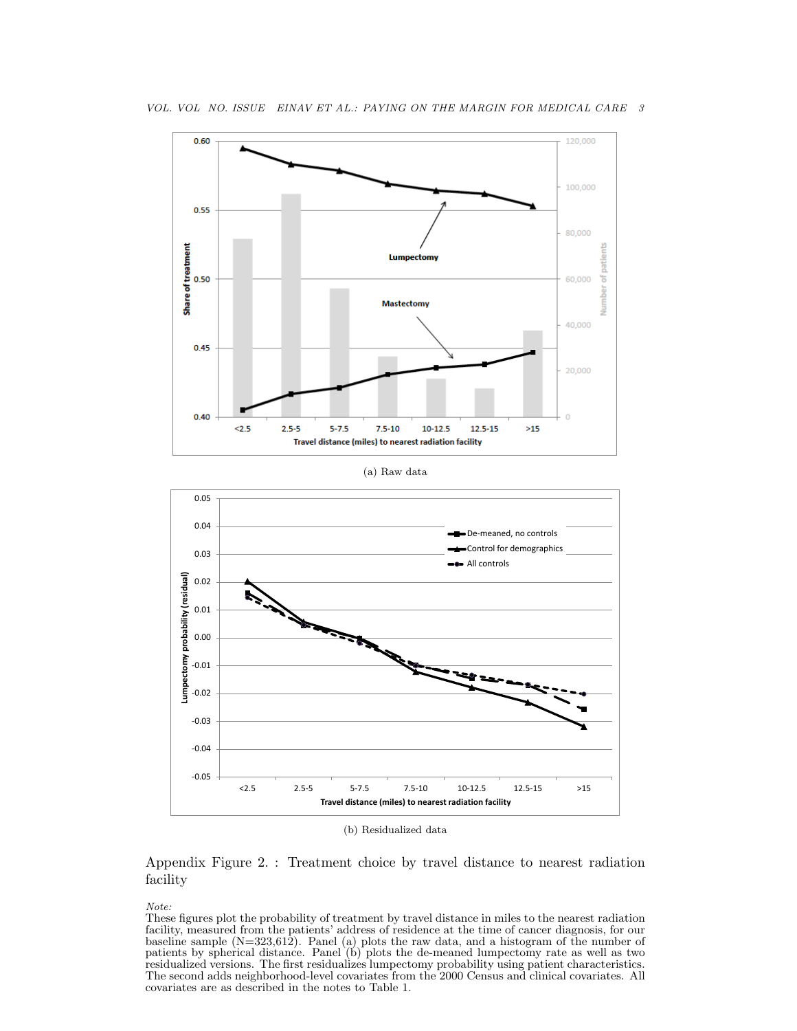(a) Raw data

(b) Residualized data

Appendix Figure 2. : Treatment choice by travel distance to nearest radiation facility

*Note:*
These figures plot the probability of treatment by travel distance in miles to the nearest radiation facility, measured from the patients' address of residence at the time of cancer diagnosis, for our baseline sample (N=323,612). Panel (a) plots the raw data, and a histogram of the number of patients by spherical distance. Panel (b) plots the de-meaned lumpectomy rate as well as two residualized versions. The first residualizes lumpectomy probability using patient characteristics. The second adds neighborhood-level covariates from the 2000 Census and clinical covariates. All covariates are as described in the notes to Table 1.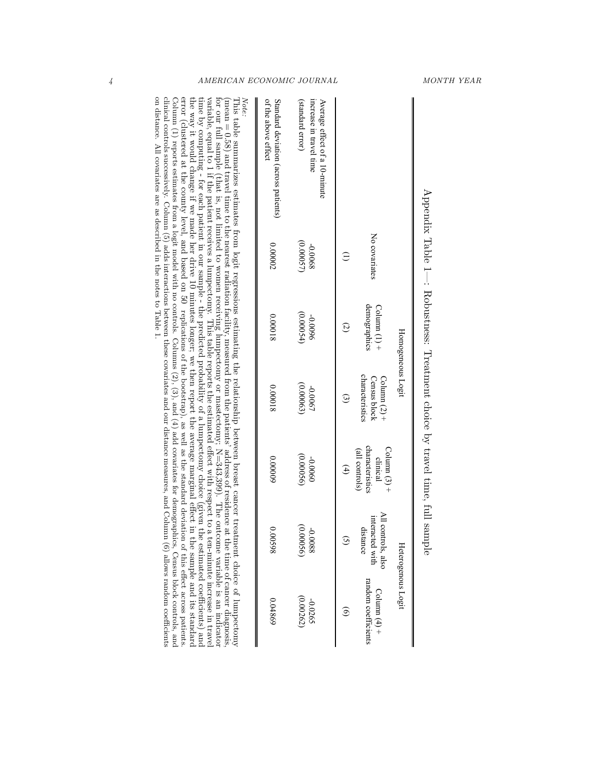Appendix Table 1—: Robustness: Treatment choice by travel time, full sample

| | Homogeneous Logit | | | | Heterogeneous Logit | |
|---|---|---|---|---|---|---|
| | No covariates | Column (1) + demographics | Column (2) + Census block characteristics | Column (3) + clinical characteristics (all controls) | All controls, also interacted with distance | Column (4) + random coefficients |
| | (1) | (2) | (3) | (4) | (5) | (6) |
| Average effect of a 10-minute increase in travel time | -0.0068 | -0.0096 | -0.0070 | -0.0060 | -0.0088 | -0.0265 |
| (standard error) | (0.00057) | (0.00054) | (0.00063) | (0.00056) | (0.00056) | (0.00262) |
| Standard deviation (across patients) of the above effect | 0.00002 | 0.00018 | 0.00018 | 0.00009 | 0.00598 | 0.04869 |

*Note:*
This table summarizes estimates from logit regressions estimating the relationship between breast cancer treatment choice of lumpectomy (mean = 0.58) and travel time to the nearest radiation facility, measured from the patients' address of residence at the time of cancer diagnosis, for our full sample (that is, not limited to women receiving lumpectomy or mastectomy; N=343,399). The outcome variable is an indicator variable, equal to 1 if the patient receives a lumpectomy. This table reports the estimated effect with respect to a ten-minute increase in travel time by computing - for each patient in our sample - the predicted probability of a lumpectomy choice (given the estimated coefficients) and the way it would change if we made her drive 10 minutes longer; we then report the average marginal effect in the sample and its standard error (clustered at the county level, and based on 50 replications of the bootstrap), as well as the standard deviation of this effect across patients. Column (1) reports estimates from a logit model with no controls. Columns (2), (3), and (4) add covariates for demographics, Census block controls, and clinical controls successively. Column (5) adds interactions between these covariates and our distance measures, and Column (6) allows random coefficients on distance. All covariates are as described in the notes to Table 1.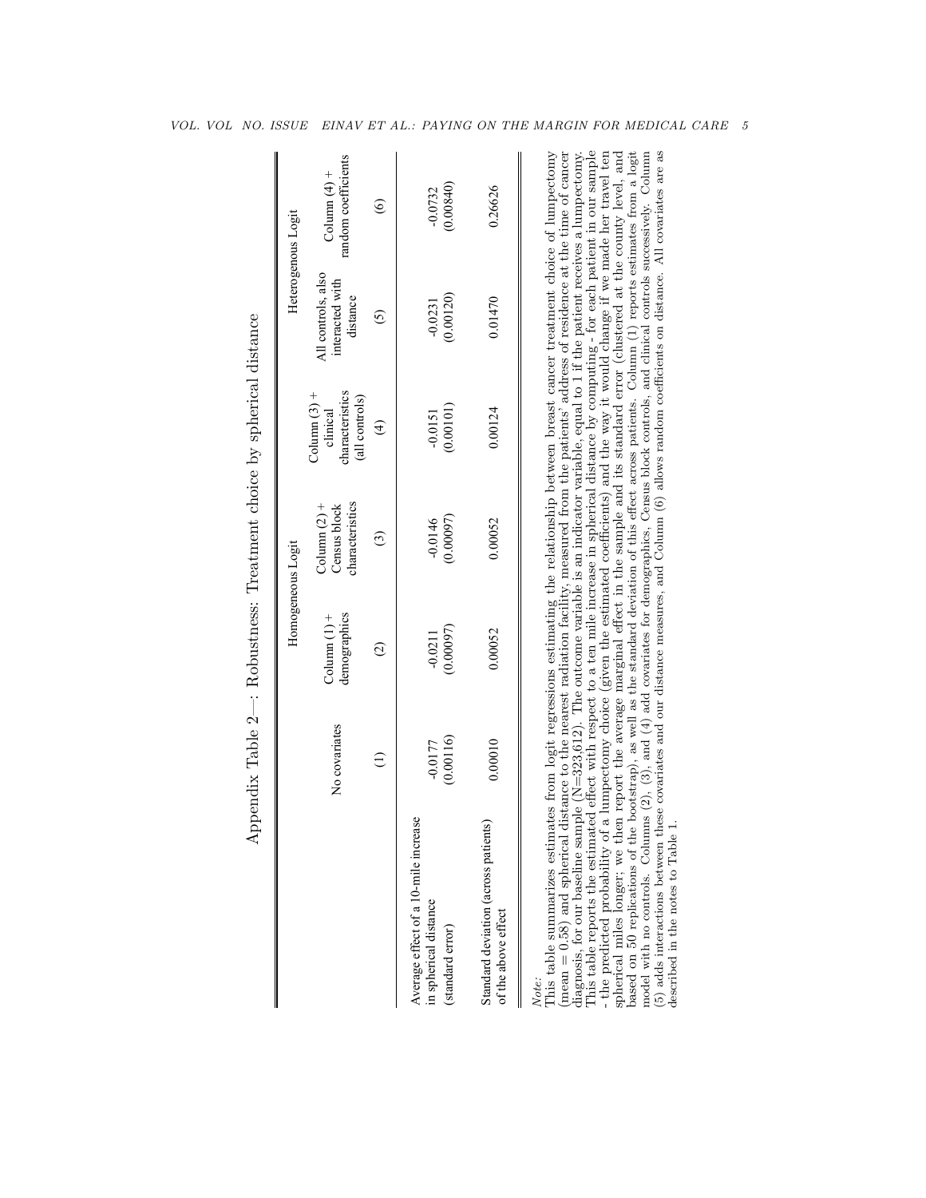Appendix Table 2—: Robustness: Treatment choice by spherical distance

| | Homogeneous Logit | | | | Heterogenous Logit | |
|---|---|---|---|---|---|---|
| | No covariates | Column (1) + demographics | Column (2) + Census block characteristics | Column (3) + clinical characteristics (all controls) | All controls, also interacted with distance | Column (4) + random coefficients |
| | (1) | (2) | (3) | (4) | (5) | (6) |
| Average effect of a 10-mile increase in spherical distance (standard error) | -0.0177 (0.00116) | -0.0211 (0.00097) | -0.0146 (0.00097) | -0.0151 (0.00101) | -0.0231 (0.00120) | -0.0732 (0.00840) |
| Standard deviation (across patients) of the above effect | 0.00010 | 0.00052 | 0.00052 | 0.00124 | 0.01470 | 0.26626 |

*Note:*
This table summarizes estimates from logit regressions estimating the relationship between breast cancer treatment choice of lumpectomy (mean = 0.58) and spherical distance to the nearest radiation facility, measured from the patients' address of residence at the time of cancer diagnosis, for our baseline sample (N=323,612). The outcome variable is an indicator variable, equal to 1 if the patient receives a lumpectomy. This table reports the estimated effect with respect to a ten mile increase in spherical distance by computing - for each patient in our sample - the predicted probability of a lumpectomy choice (given the estimated coefficients) and the way it would change if we made her travel ten spherical miles longer; we then report the average marginal effect in the sample and its standard error (clustered at the county level, and based on 50 replications of the bootstrap), as well as the standard deviation of this effect across patients. Column (1) reports estimates from a logit model with no controls. Columns (2), (3), and (4) add covariates for demographics, Census block controls, and clinical controls successively. Column (5) adds interactions between these covariates and our distance measures, and Column (6) allows random coefficients on distance. All covariates are as described in the notes to Table 1.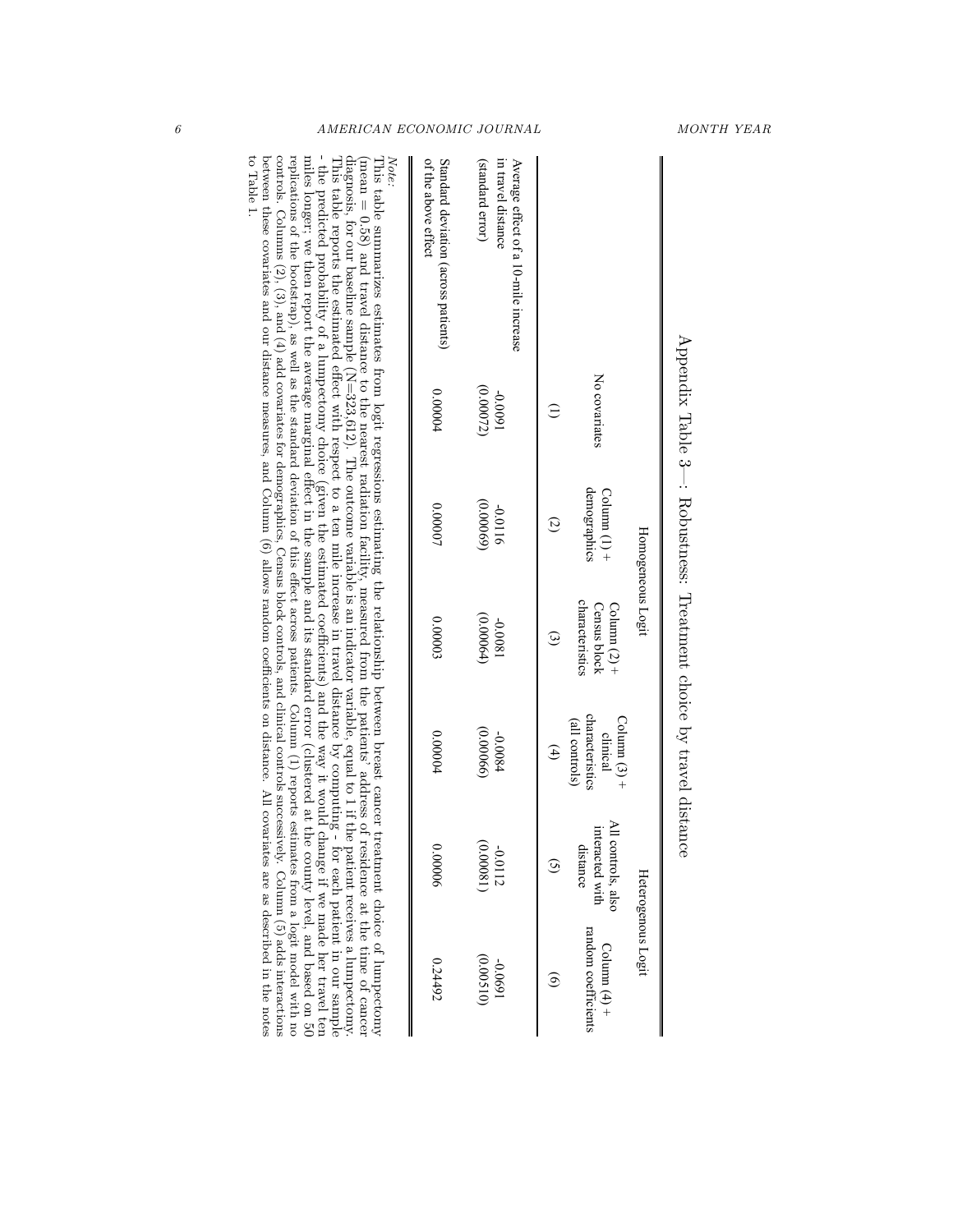## Appendix Table 3—: Robustness: Treatment choice by travel distance

| | Homogeneous Logit | | | | Heterogeneous Logit | |
|---|---|---|---|---|---|---|
| | No covariates | Column (1) + demographics | Column (2) + Census block characteristics | Column (3) + clinical characteristics (all controls) | All controls, also interacted with distance | Column (4) + random coefficients |
| | (1) | (2) | (3) | (4) | (5) | (6) |
| Average effect of a 10-mile increase in travel distance | -0.0091 | -0.0116 | -0.0081 | -0.0084 | -0.0112 | -0.0691 |
| (standard error) | (0.00072) | (0.00069) | (0.00064) | (0.00066) | (0.00081) | (0.00510) |
| Standard deviation (across patients) of the above effect | 0.00004 | 0.00007 | 0.00003 | 0.00004 | 0.00006 | 0.24492 |

*Note:*
This table summarizes estimates from logit regressions estimating the relationship between breast cancer treatment choice of lumpectomy (mean = 0.58) and travel distance to the nearest radiation facility, measured from the patients' address of residence at the time of cancer diagnosis, for our baseline sample (N=323,612). The outcome variable is an indicator variable, equal to 1 if the patient receives a lumpectomy. This table reports the estimated effect with respect to a ten mile increase in travel distance by computing - for each patient in our sample - the predicted probability of a lumpectomy choice (given the estimated coefficients) and the way it would change if we made her travel ten miles longer; we then report the average marginal effect in the sample and its standard error (clustered at the county level, and based on 50 replications of the bootstrap), as well as the standard deviation of this effect across patients. Column (1) reports estimates from a logit model with no controls. Columns (2), (3), and (4) add covariates for demographics, Census block controls, and clinical controls successively. Column (5) adds interactions between these covariates and our distance measures, and Column (6) allows random coefficients on distance. All covariates are as described in the notes to Table 1.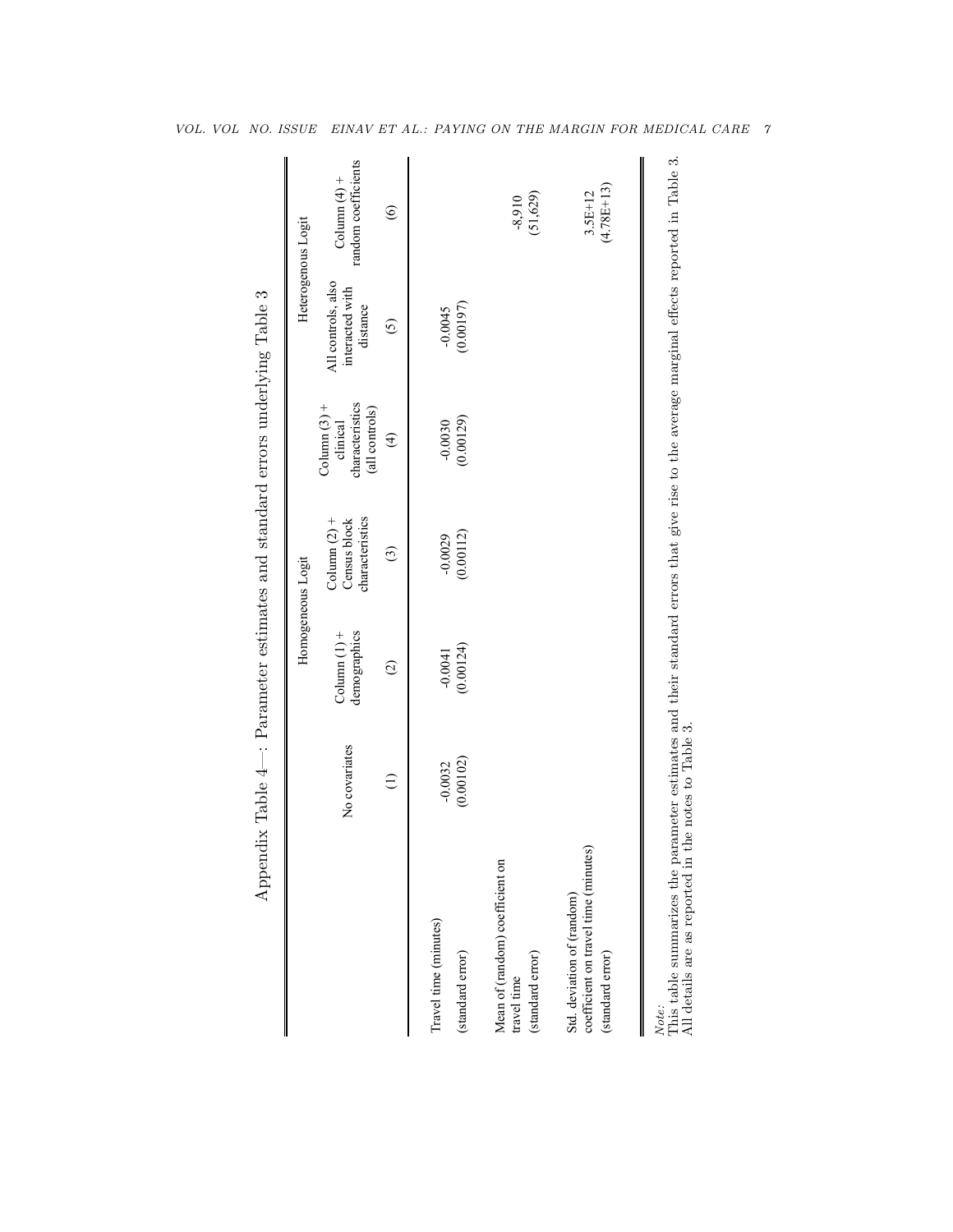Appendix Table 4—: Parameter estimates and standard errors underlying Table 3

| | Homogeneous Logit | | | | Heterogenous Logit | |
|---|---|---|---|---|---|---|
| | No covariates | Column (1) + demographics | Column (2) + Census block characteristics | Column (3) + clinical characteristics (all controls) | All controls, also interacted with distance | Column (4) + random coefficients |
| | (1) | (2) | (3) | (4) | (5) | (6) |
| Travel time (minutes) | -0.0032 | -0.0041 | -0.0029 | -0.0030 | -0.0045 | |
| (standard error) | (0.00102) | (0.00124) | (0.00112) | (0.00129) | (0.00197) | |
| Mean of (random) coefficient on travel time | | | | | | -8,910 |
| (standard error) | | | | | | (51,629) |
| Std. deviation of (random) coefficient on travel time (minutes) | | | | | | 3.5E+12 |
| (standard error) | | | | | | (4.78E+13) |

*Note:*
This table summarizes the parameter estimates and their standard errors that give rise to the average marginal effects reported in Table 3. All details are as reported in the notes to Table 3.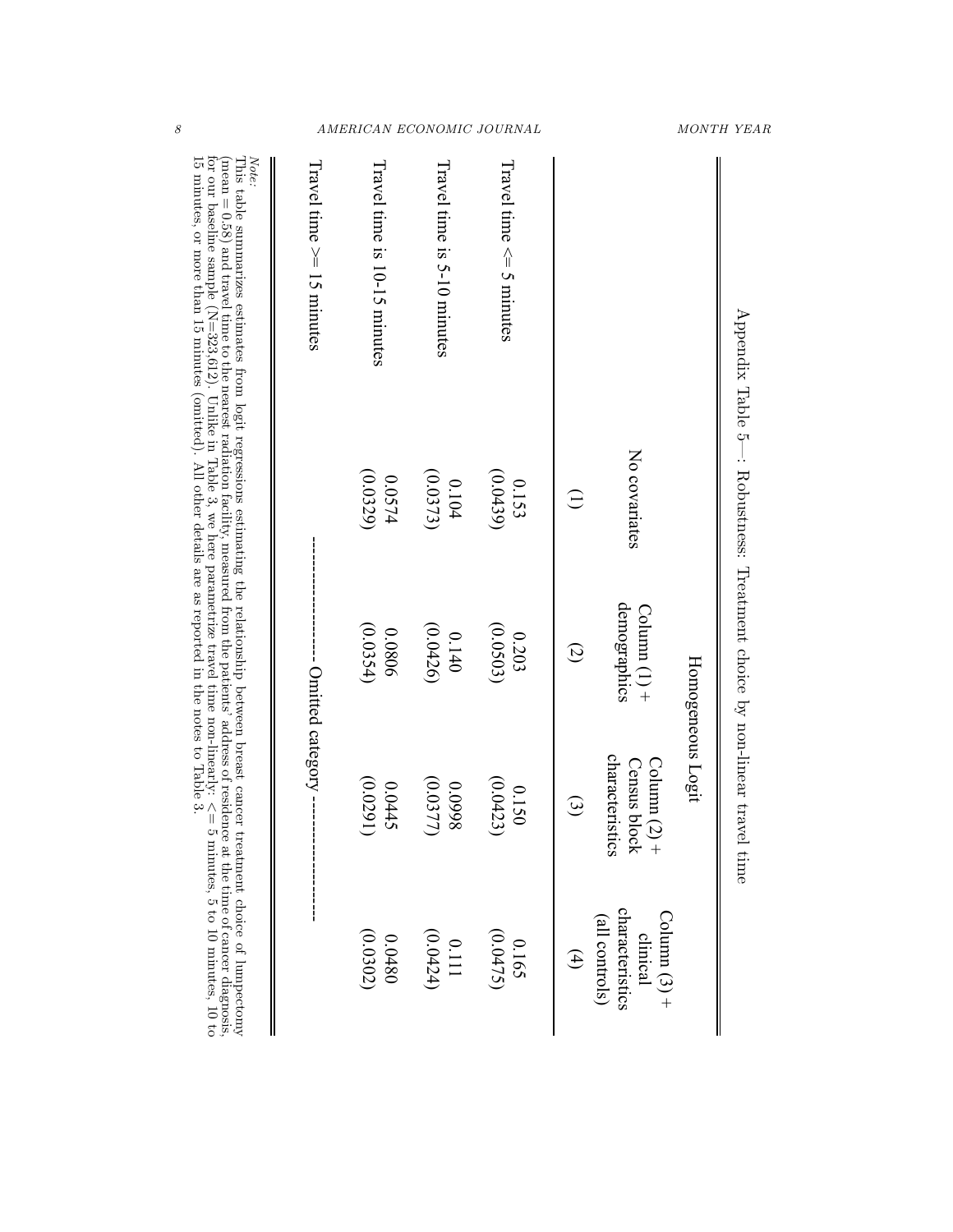Appendix Table 5—: Robustness: Treatment choice by non-linear travel time

| | Homogeneous Logit | | | |
|---|---|---|---|---|
| | No covariates | Column (1) + demographics | Column (2) + Census block characteristics | Column (3) + clinical characteristics (all controls) |
| | (1) | (2) | (3) | (4) |
| Travel time <= 5 minutes | 0.153 | 0.203 | 0.150 | 0.165 |
| | (0.0439) | (0.0503) | (0.0423) | (0.0475) |
| Travel time is 5-10 minutes | 0.104 | 0.140 | 0.0998 | 0.111 |
| | (0.0373) | (0.0426) | (0.0377) | (0.0424) |
| Travel time is 10-15 minutes | 0.0574 | 0.0806 | 0.0445 | 0.0480 |
| | (0.0329) | (0.0354) | (0.0291) | (0.0302) |
| Travel time >= 15 minutes | ---------------- Omitted category ---------------- | | | |

*Note:* This table summarizes estimates from logit regressions estimating the relationship between breast cancer treatment choice of lumpectomy (mean = 0.58) and travel time to the nearest radiation facility, measured from the patients' address of residence at the time of cancer diagnosis, for our baseline sample (N=323,612). Unlike in Table 3, we here parametrize travel time non-linearly: <= 5 minutes, 5 to 10 minutes, 10 to 15 minutes, or more than 15 minutes (omitted). All other details are as reported in the notes to Table 3.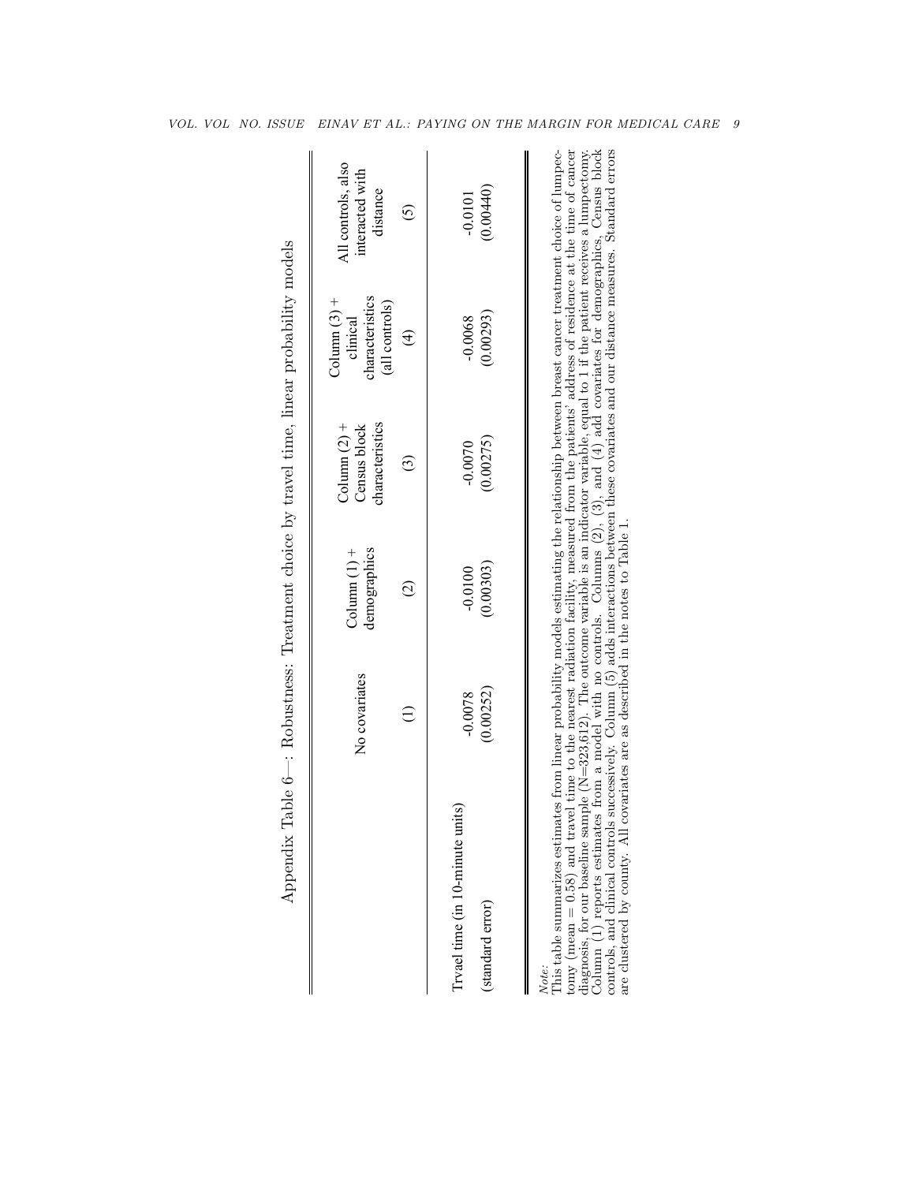Appendix Table 6—: Robustness: Treatment choice by travel time, linear probability models

| | No covariates | Column (1) + demographics | Column (2) + Census block characteristics | Column (3) + clinical characteristics (all controls) | All controls, also interacted with distance |
|---|---|---|---|---|---|
| | (1) | (2) | (3) | (4) | (5) |
| Trvael time (in 10-minute units) | -0.0078 | -0.0100 | -0.0070 | -0.0068 | -0.0101 |
| (standard error) | (0.00252) | (0.00303) | (0.00275) | (0.00293) | (0.00440) |

*Note:*
This table summarizes estimates from linear probability models estimating the relationship between breast cancer treatment choice of lumpectomy (mean = 0.58) and travel time to the nearest radiation facility, measured from the patients' address of residence at the time of cancer diagnosis, for our baseline sample (N=323,612). The outcome variable is an indicator variable, equal to 1 if the patient receives a lumpectomy. Column (1) reports estimates from a model with no controls. Columns (2), (3), and (4) add covariates for demographics, Census block controls, and clinical controls successively. Column (5) adds interactions between these covariates and our distance measures. Standard errors are clustered by county. All covariates are as described in the notes to Table 1.